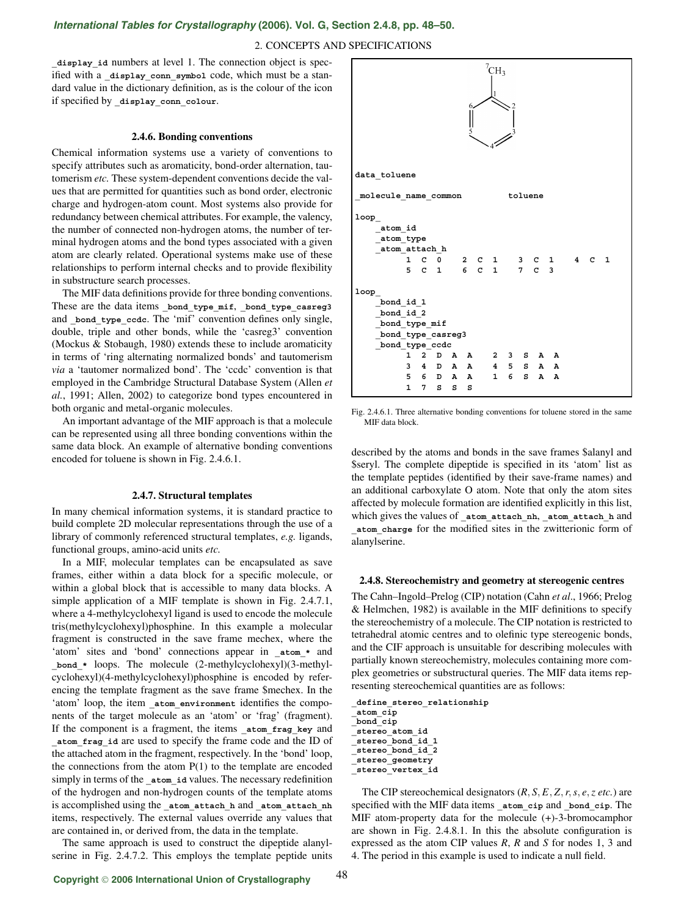_display_id numbers at level 1. The connection object is specified with a _display_conn_symbol code, which must be a standard value in the dictionary definition, as is the colour of the icon if specified by _display_conn_colour.

## 2.4.6. Bonding conventions

Chemical information systems use a variety of conventions to specify attributes such as aromaticity, bond-order alternation, tautomerism *etc.* These system-dependent conventions decide the values that are permitted for quantities such as bond order, electronic charge and hydrogen-atom count. Most systems also provide for redundancy between chemical attributes. For example, the valency, the number of connected non-hydrogen atoms, the number of terminal hydrogen atoms and the bond types associated with a given atom are clearly related. Operational systems make use of these relationships to perform internal checks and to provide flexibility in substructure search processes.

The MIF data definitions provide for three bonding conventions. These are the data items _bond_type_mif, _bond_type_casreg3 and _bond_type_ccdc. The 'mif' convention defines only single, double, triple and other bonds, while the 'casreg3' convention (Mockus & Stobaugh, 1980) extends these to include aromaticity in terms of 'ring alternating normalized bonds' and tautomerism *via* a 'tautomer normalized bond'. The 'ccdc' convention is that employed in the Cambridge Structural Database System (Allen *et al.*, 1991; Allen, 2002) to categorize bond types encountered in both organic and metal-organic molecules.

An important advantage of the MIF approach is that a molecule can be represented using all three bonding conventions within the same data block. An example of alternative bonding conventions encoded for toluene is shown in Fig. 2.4.6.1.

```
data_toluene

_molecule_name_common          toluene

loop_
    _atom_id
    _atom_type
    _atom_attach_h
        1  C  0     2  C  1     3  C  1     4  C  1
        5  C  1     6  C  1     7  C  3

loop_
    _bond_id_1
    _bond_id_2
    _bond_type_mif
    _bond_type_casreg3
    _bond_type_ccdc
        1  2  D  A  A     2  3  S  A  A
        3  4  D  A  A     4  5  S  A  A
        5  6  D  A  A     1  6  S  A  A
        1  7  S  S  S
```

Fig. 2.4.6.1. Three alternative bonding conventions for toluene stored in the same MIF data block.

## 2.4.7. Structural templates

In many chemical information systems, it is standard practice to build complete 2D molecular representations through the use of a library of commonly referenced structural templates, *e.g.* ligands, functional groups, amino-acid units *etc.*

In a MIF, molecular templates can be encapsulated as save frames, either within a data block for a specific molecule, or within a global block that is accessible to many data blocks. A simple application of a MIF template is shown in Fig. 2.4.7.1, where a 4-methylcyclohexyl ligand is used to encode the molecule tris(methylcyclohexyl)phosphine. In this example a molecular fragment is constructed in the save frame mechex, where the 'atom' sites and 'bond' connections appear in _atom_* and _bond_* loops. The molecule (2-methylcyclohexyl)(3-methylcyclohexyl)(4-methylcyclohexyl)phosphine is encoded by referencing the template fragment as the save frame $mechex. In the 'atom' loop, the item _atom_environment identifies the components of the target molecule as an 'atom' or 'frag' (fragment). If the component is a fragment, the items _atom_frag_key and _atom_frag_id are used to specify the frame code and the ID of the attached atom in the fragment, respectively. In the 'bond' loop, the connections from the atom P(1) to the template are encoded simply in terms of the _atom_id values. The necessary redefinition of the hydrogen and non-hydrogen counts of the template atoms is accomplished using the _atom_attach_h and _atom_attach_nh items, respectively. The external values override any values that are contained in, or derived from, the data in the template.

The same approach is used to construct the dipeptide alanylserine in Fig. 2.4.7.2. This employs the template peptide units described by the atoms and bonds in the save frames $alanyl and $seryl. The complete dipeptide is specified in its 'atom' list as the template peptides (identified by their save-frame names) and an additional carboxylate O atom. Note that only the atom sites affected by molecule formation are identified explicitly in this list, which gives the values of _atom_attach_nh, _atom_attach_h and _atom_charge for the modified sites in the zwitterionic form of alanylserine.

## 2.4.8. Stereochemistry and geometry at stereogenic centres

The Cahn–Ingold–Prelog (CIP) notation (Cahn *et al.*, 1966; Prelog & Helmchen, 1982) is available in the MIF definitions to specify the stereochemistry of a molecule. The CIP notation is restricted to tetrahedral atomic centres and to olefinic type stereogenic bonds, and the CIF approach is unsuitable for describing molecules with partially known stereochemistry, molecules containing more complex geometries or substructural queries. The MIF data items representing stereochemical quantities are as follows:

```
_define_stereo_relationship
_atom_cip
_bond_cip
_stereo_atom_id
_stereo_bond_id_1
_stereo_bond_id_2
_stereo_geometry
_stereo_vertex_id
```

The CIP stereochemical designators (*R*, *S*, *E*, *Z*, *r*, *s*, *e*, *z etc.*) are specified with the MIF data items _atom_cip and _bond_cip. The MIF atom-property data for the molecule (+)-3-bromocamphor are shown in Fig. 2.4.8.1. In this the absolute configuration is expressed as the atom CIP values *R*, *R* and *S* for nodes 1, 3 and 4. The period in this example is used to indicate a null field.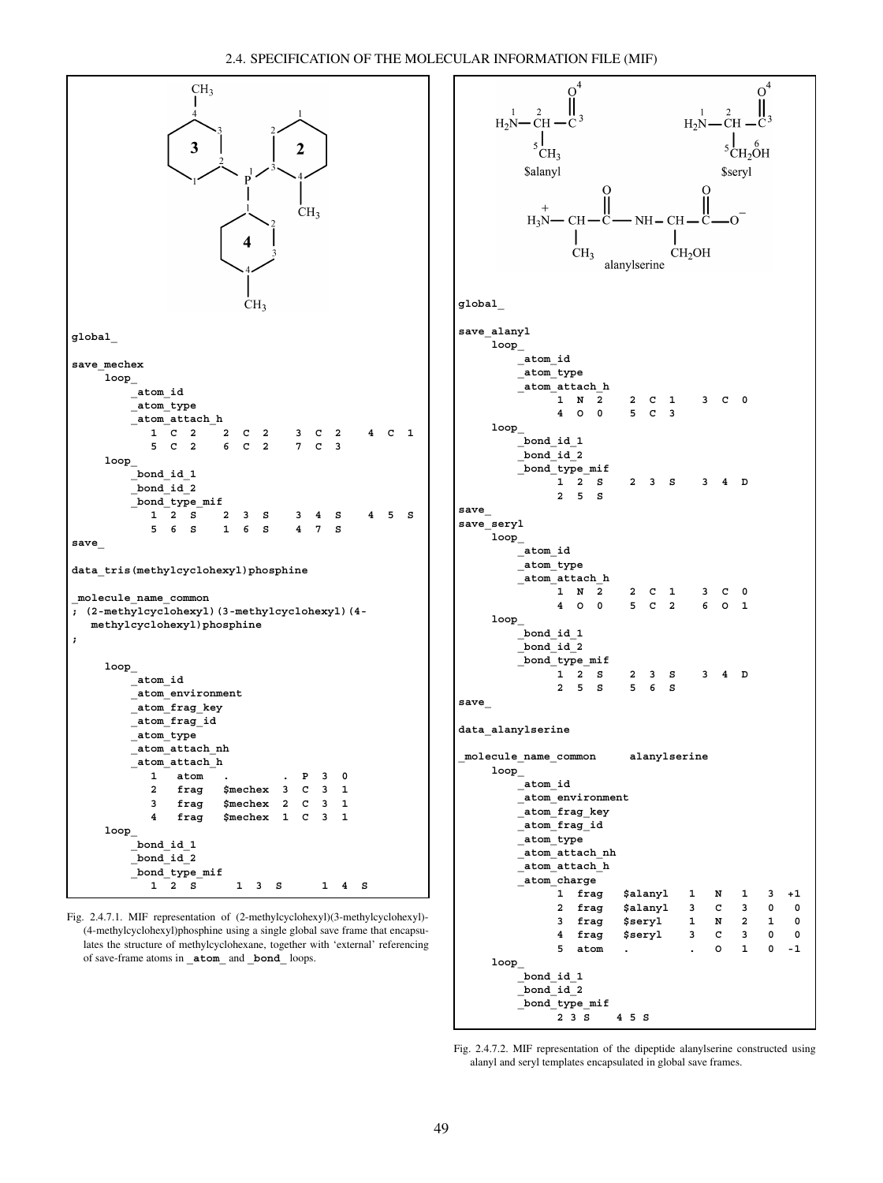```
global_

save_mechex
     loop_
         _atom_id
         _atom_type
         _atom_attach_h
            1  C  2    2  C  2    3  C  2    4  C  1
            5  C  2    6  C  2    7  C  3
     loop_
         _bond_id_1
         _bond_id_2
         _bond_type_mif
            1  2  S    2  3  S    3  4  S    4  5  S
            5  6  S    1  6  S    4  7  S
save_

data_tris(methylcyclohexyl)phosphine

_molecule_name_common
; (2-methylcyclohexyl)(3-methylcyclohexyl)(4-
   methylcyclohexyl)phosphine
;

     loop_
         _atom_id
         _atom_environment
         _atom_frag_key
         _atom_frag_id
         _atom_type
         _atom_attach_nh
         _atom_attach_h
            1   atom    .        .  P  3  0
            2   frag    $mechex  3  C  3  1
            3   frag    $mechex  2  C  3  1
            4   frag    $mechex  1  C  3  1
     loop_
         _bond_id_1
         _bond_id_2
         _bond_type_mif
            1  2  S     1  3  S     1  4  S
```

Fig. 2.4.7.1. MIF representation of (2-methylcyclohexyl)(3-methylcyclohexyl)-(4-methylcyclohexyl)phosphine using a single global save frame that encapsulates the structure of methylcyclohexane, together with 'external' referencing of save-frame atoms in **_atom_** and **_bond_** loops.

```
global_

save_alanyl
     loop_
         _atom_id
         _atom_type
         _atom_attach_h
            1  N  2    2  C  1    3  C  0
            4  O  0    5  C  3
     loop_
         _bond_id_1
         _bond_id_2
         _bond_type_mif
            1  2  S    2  3  S    3  4  D
            2  5  S
save_
save_seryl
     loop_
         _atom_id
         _atom_type
         _atom_attach_h
            1  N  2    2  C  1    3  C  0
            4  O  0    5  C  2    6  O  1
     loop_
         _bond_id_1
         _bond_id_2
         _bond_type_mif
            1  2  S    2  3  S    3  4  D
            2  5  S    5  6  S
save_

data_alanylserine

_molecule_name_common     alanylserine
     loop_
         _atom_id
         _atom_environment
         _atom_frag_key
         _atom_frag_id
         _atom_type
         _atom_attach_nh
         _atom_attach_h
         _atom_charge
            1  frag   $alanyl   1   N   1   3  +1
            2  frag   $alanyl   3   C   3   0   0
            3  frag   $seryl    1   N   2   1   0
            4  frag   $seryl    3   C   3   0   0
            5  atom   .         .   O   1   0  -1
     loop_
         _bond_id_1
         _bond_id_2
         _bond_type_mif
            2 3 S    4 5 S
```

Fig. 2.4.7.2. MIF representation of the dipeptide alanylserine constructed using alanyl and seryl templates encapsulated in global save frames.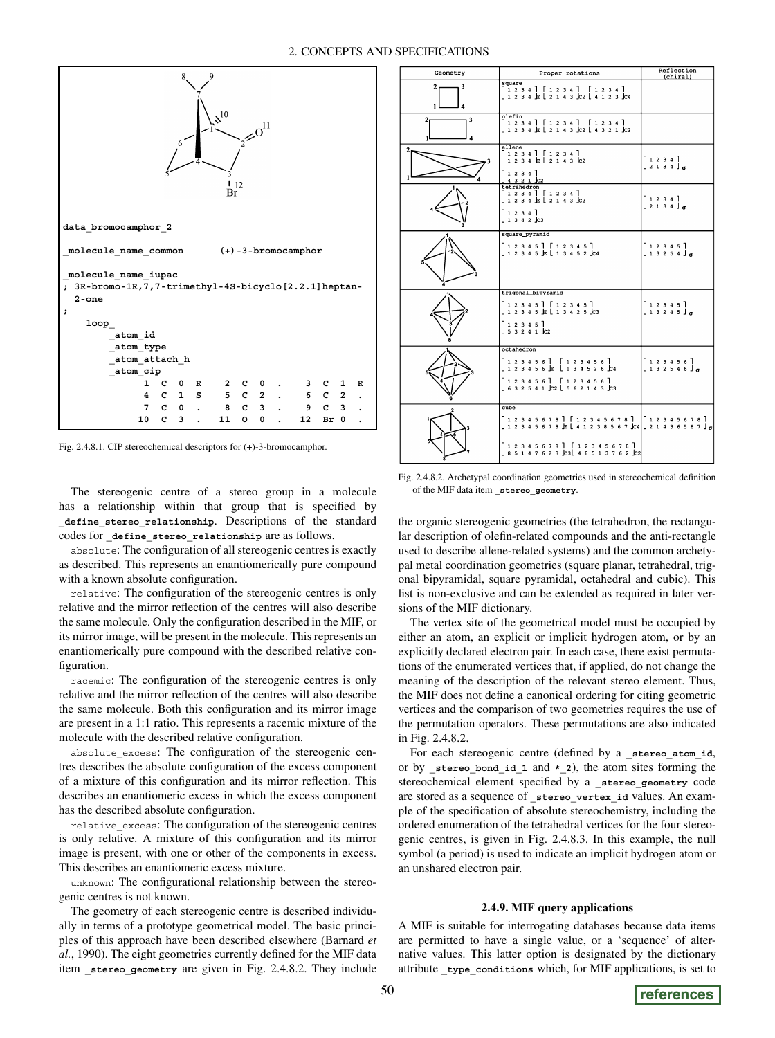```
data_bromocamphor_2

_molecule_name_common        (+)-3-bromocamphor

_molecule_name_iupac
; 3R-bromo-1R,7,7-trimethyl-4S-bicyclo[2.2.1]heptan-
  2-one
;
   loop_
       _atom_id
       _atom_type
       _atom_attach_h
       _atom_cip
          1  C  0  R     2  C  0  .     3  C  1  R
          4  C  1  S     5  C  2  .     6  C  2  .
          7  C  0  .     8  C  3  .     9  C  3  .
         10  C  3  .    11  O  0  .    12  Br 0  .
```

Fig. 2.4.8.1. CIP stereochemical descriptors for (+)-3-bromocamphor.

The stereogenic centre of a stereo group in a molecule has a relationship within that group that is specified by `_define_stereo_relationship`. Descriptions of the standard codes for `_define_stereo_relationship` are as follows.

`absolute`: The configuration of all stereogenic centres is exactly as described. This represents an enantiomerically pure compound with a known absolute configuration.

`relative`: The configuration of the stereogenic centres is only relative and the mirror reflection of the centres will also describe the same molecule. Only the configuration described in the MIF, or its mirror image, will be present in the molecule. This represents an enantiomerically pure compound with the described relative configuration.

`racemic`: The configuration of the stereogenic centres is only relative and the mirror reflection of the centres will also describe the same molecule. Both this configuration and its mirror image are present in a 1:1 ratio. This represents a racemic mixture of the molecule with the described relative configuration.

`absolute_excess`: The configuration of the stereogenic centres describes the absolute configuration of the excess component of a mixture of this configuration and its mirror reflection. This describes an enantiomeric excess in which the excess component has the described absolute configuration.

`relative_excess`: The configuration of the stereogenic centres is only relative. A mixture of this configuration and its mirror image is present, with one or other of the components in excess. This describes an enantiomeric excess mixture.

`unknown`: The configurational relationship between the stereogenic centres is not known.

The geometry of each stereogenic centre is described individually in terms of a prototype geometrical model. The basic principles of this approach have been described elsewhere (Barnard *et al.*, 1990). The eight geometries currently defined for the MIF data item `_stereo_geometry` are given in Fig. 2.4.8.2. They include the organic stereogenic geometries (the tetrahedron, the rectangular description of olefin-related compounds and the anti-rectangle used to describe allene-related systems) and the common archetypal metal coordination geometries (square planar, tetrahedral, trigonal bipyramidal, square pyramidal, octahedral and cubic). This list is non-exclusive and can be extended as required in later versions of the MIF dictionary.

| Geometry | Proper rotations | Reflection (chiral) |
|---|---|---|
| square | [1 2 3 4 / 1 2 3 4]$_E$ [1 2 3 4 / 2 1 4 3]$_{C2}$ [1 2 3 4 / 4 1 2 3]$_{C4}$ | |
| olefin | [1 2 3 4 / 1 2 3 4]$_E$ [1 2 3 4 / 2 1 4 3]$_{C2}$ [1 2 3 4 / 4 3 2 1]$_{C2}$ | |
| allene | [1 2 3 4 / 1 2 3 4]$_E$ [1 2 3 4 / 2 1 4 3]$_{C2}$ [1 2 3 4 / 4 3 2 1]$_{C2}$ | [1 2 3 4 / 2 1 3 4]$_\sigma$ |
| tetrahedron | [1 2 3 4 / 1 2 3 4]$_E$ [1 2 3 4 / 2 1 4 3]$_{C2}$ [1 2 3 4 / 1 3 4 2]$_{C3}$ | [1 2 3 4 / 2 1 3 4]$_\sigma$ |
| square_pyramid | [1 2 3 4 5 / 1 2 3 4 5]$_E$ [1 2 3 4 5 / 1 3 4 5 2]$_{C4}$ | [1 2 3 4 5 / 1 3 2 5 4]$_\sigma$ |
| trigonal_bipyramid | [1 2 3 4 5 / 1 2 3 4 5]$_E$ [1 2 3 4 5 / 1 3 4 2 5]$_{C3}$ [1 2 3 4 5 / 5 3 2 4 1]$_{C2}$ | [1 2 3 4 5 / 1 3 2 4 5]$_\sigma$ |
| octahedron | [1 2 3 4 5 6 / 1 2 3 4 5 6]$_E$ [1 2 3 4 5 6 / 1 3 4 5 2 6]$_{C4}$ [1 2 3 4 5 6 / 6 3 2 5 4 1]$_{C2}$ [1 2 3 4 5 6 / 5 6 2 1 4 3]$_{C3}$ | [1 2 3 4 5 6 / 1 3 2 5 4 6]$_\sigma$ |
| cube | [1 2 3 4 5 6 7 8 / 1 2 3 4 5 6 7 8]$_E$ [1 2 3 4 5 6 7 8 / 4 1 2 3 8 5 6 7]$_{C4}$ [1 2 3 4 5 6 7 8 / 8 5 1 4 7 6 2 3]$_{C3}$ [1 2 3 4 5 6 7 8 / 4 8 5 1 3 7 6 2]$_{C2}$ | [1 2 3 4 5 6 7 8 / 2 1 4 3 6 5 8 7]$_\sigma$ |

Fig. 2.4.8.2. Archetypal coordination geometries used in stereochemical definition of the MIF data item `_stereo_geometry`.

The vertex site of the geometrical model must be occupied by either an atom, an explicit or implicit hydrogen atom, or by an explicitly declared electron pair. In each case, there exist permutations of the enumerated vertices that, if applied, do not change the meaning of the description of the relevant stereo element. Thus, the MIF does not define a canonical ordering for citing geometric vertices and the comparison of two geometries requires the use of the permutation operators. These permutations are also indicated in Fig. 2.4.8.2.

For each stereogenic centre (defined by a `_stereo_atom_id`, or by `_stereo_bond_id_1` and `*_2`), the atom sites forming the stereochemical element specified by a `_stereo_geometry` code are stored as a sequence of `_stereo_vertex_id` values. An example of the specification of absolute stereochemistry, including the ordered enumeration of the tetrahedral vertices for the four stereogenic centres, is given in Fig. 2.4.8.3. In this example, the null symbol (a period) is used to indicate an implicit hydrogen atom or an unshared electron pair.

### 2.4.9. MIF query applications

A MIF is suitable for interrogating databases because data items are permitted to have a single value, or a 'sequence' of alternative values. This latter option is designated by the dictionary attribute `_type_conditions` which, for MIF applications, is set to